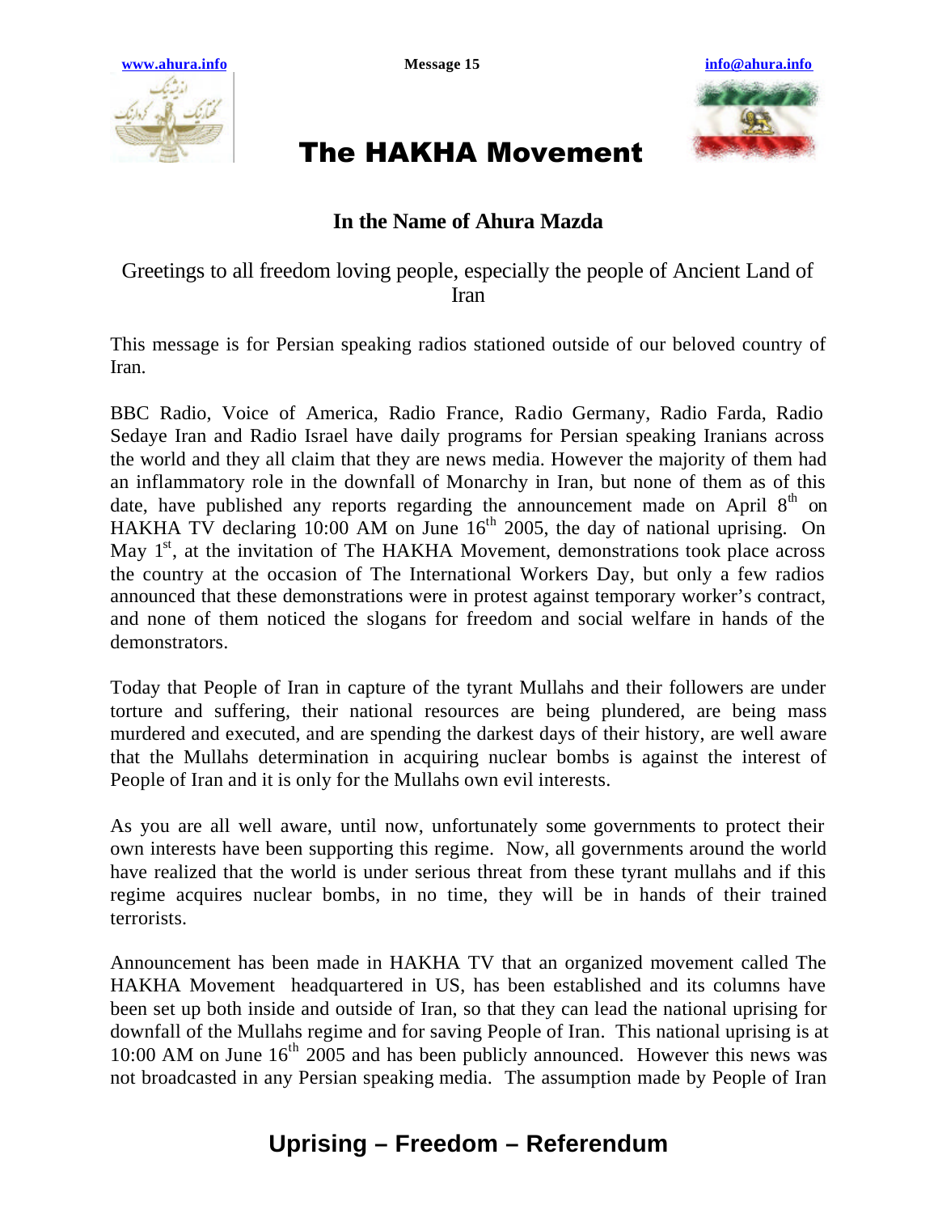# The HAKHA Movement

## In the Name of Ahura Mazda

Greetings to all freedom loving people, especially the people of Ancient Land of Iran

This message is for Persian speaking radios stationed outside of our beloved country of Iran.

BBC Radio, Voice of America, Radio France, Radio Germany, Radio Farda, Radio Sedaye Iran and Radio Israel have daily programs for Persian speaking Iranians across the world and they all claim that they are news media. However the majority of them had an inflammatory role in the downfall of Monarchy in Iran, but none of them as of this date, have published any reports regarding the announcement made on April 8th on HAKHA TV declaring 10:00 AM on June 16th 2005, the day of national uprising. On May 1st, at the invitation of The HAKHA Movement, demonstrations took place across the country at the occasion of The International Workers Day, but only a few radios announced that these demonstrations were in protest against temporary worker's contract, and none of them noticed the slogans for freedom and social welfare in hands of the demonstrators.

Today that People of Iran in capture of the tyrant Mullahs and their followers are under torture and suffering, their national resources are being plundered, are being mass murdered and executed, and are spending the darkest days of their history, are well aware that the Mullahs determination in acquiring nuclear bombs is against the interest of People of Iran and it is only for the Mullahs own evil interests.

As you are all well aware, until now, unfortunately some governments to protect their own interests have been supporting this regime. Now, all governments around the world have realized that the world is under serious threat from these tyrant mullahs and if this regime acquires nuclear bombs, in no time, they will be in hands of their trained terrorists.

Announcement has been made in HAKHA TV that an organized movement called The HAKHA Movement headquartered in US, has been established and its columns have been set up both inside and outside of Iran, so that they can lead the national uprising for downfall of the Mullahs regime and for saving People of Iran. This national uprising is at 10:00 AM on June 16th 2005 and has been publicly announced. However this news was not broadcasted in any Persian speaking media. The assumption made by People of Iran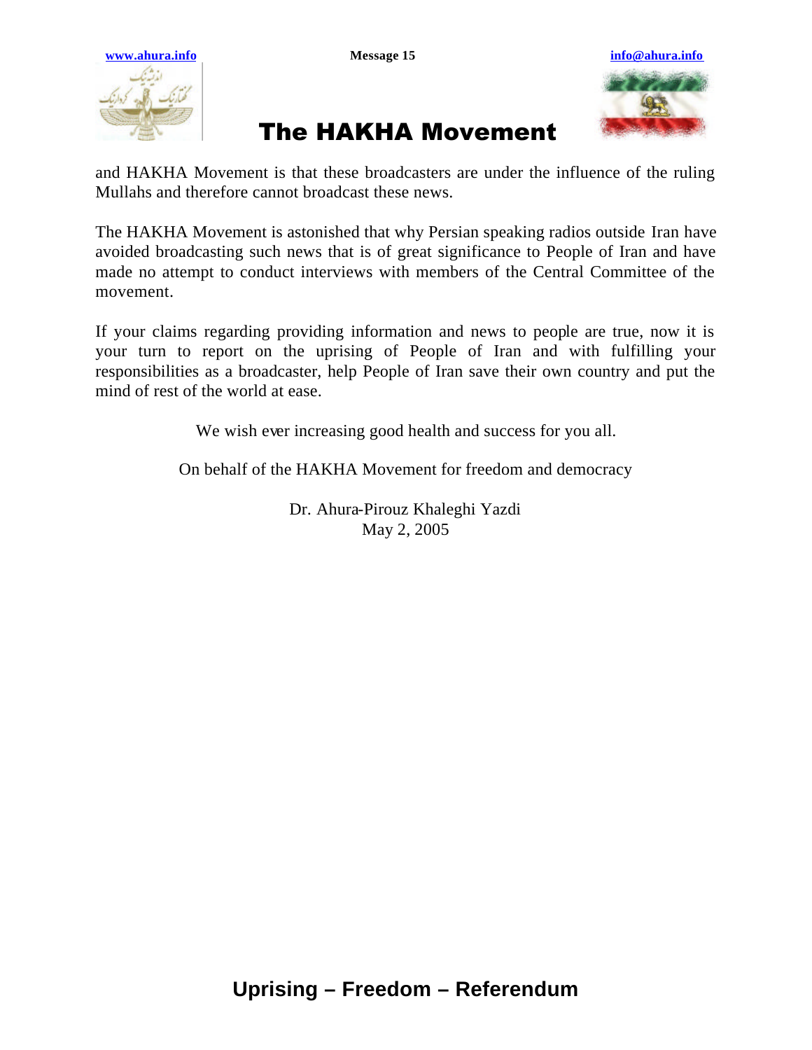and HAKHA Movement is that these broadcasters are under the influence of the ruling Mullahs and therefore cannot broadcast these news.

The HAKHA Movement is astonished that why Persian speaking radios outside Iran have avoided broadcasting such news that is of great significance to People of Iran and have made no attempt to conduct interviews with members of the Central Committee of the movement.

If your claims regarding providing information and news to people are true, now it is your turn to report on the uprising of People of Iran and with fulfilling your responsibilities as a broadcaster, help People of Iran save their own country and put the mind of rest of the world at ease.

We wish ever increasing good health and success for you all.

On behalf of the HAKHA Movement for freedom and democracy

Dr. Ahura-Pirouz Khaleghi Yazdi
May 2, 2005